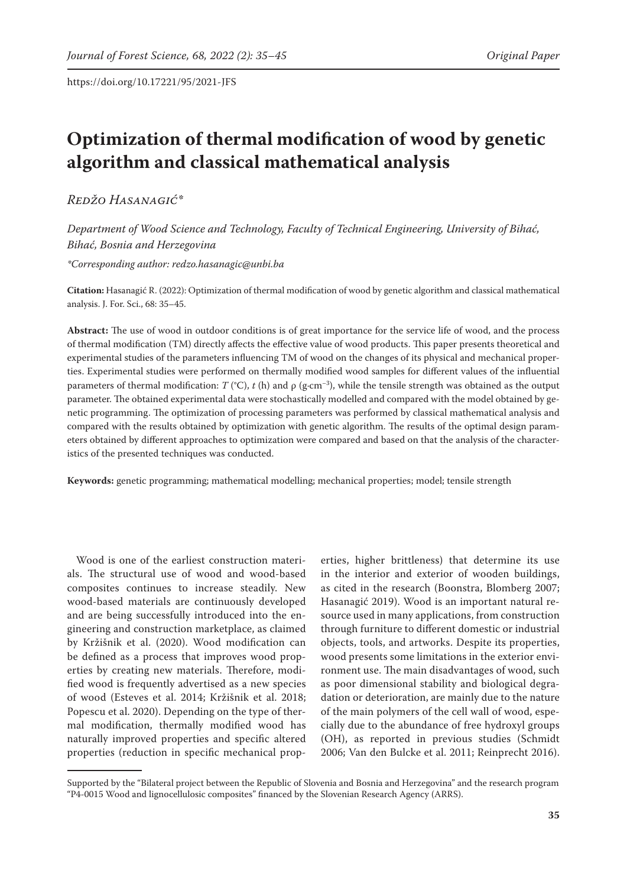https://doi.org/10.17221/95/2021-JFS

# Optimization of thermal modification of wood by genetic algorithm and classical mathematical analysis

*Redžo Hasanagić\**

*Department of Wood Science and Technology, Faculty of Technical Engineering, University of Bihać, Bihać, Bosnia and Herzegovina*

*\*Corresponding author: redzo.hasanagic@unbi.ba*

**Citation:** Hasanagić R. (2022): Optimization of thermal modification of wood by genetic algorithm and classical mathematical analysis. J. For. Sci., 68: 35–45.

**Abstract:** The use of wood in outdoor conditions is of great importance for the service life of wood, and the process of thermal modification (TM) directly affects the effective value of wood products. This paper presents theoretical and experimental studies of the parameters influencing TM of wood on the changes of its physical and mechanical properties. Experimental studies were performed on thermally modified wood samples for different values of the influential parameters of thermal modification: $T$ (°C), $t$ (h) and $\rho$ (g·cm$^{-3}$), while the tensile strength was obtained as the output parameter. The obtained experimental data were stochastically modelled and compared with the model obtained by genetic programming. The optimization of processing parameters was performed by classical mathematical analysis and compared with the results obtained by optimization with genetic algorithm. The results of the optimal design parameters obtained by different approaches to optimization were compared and based on that the analysis of the characteristics of the presented techniques was conducted.

**Keywords:** genetic programming; mathematical modelling; mechanical properties; model; tensile strength

Wood is one of the earliest construction materials. The structural use of wood and wood-based composites continues to increase steadily. New wood-based materials are continuously developed and are being successfully introduced into the engineering and construction marketplace, as claimed by Kržišnik et al. (2020). Wood modification can be defined as a process that improves wood properties by creating new materials. Therefore, modified wood is frequently advertised as a new species of wood (Esteves et al. 2014; Kržišnik et al. 2018; Popescu et al. 2020). Depending on the type of thermal modification, thermally modified wood has naturally improved properties and specific altered properties (reduction in specific mechanical properties, higher brittleness) that determine its use in the interior and exterior of wooden buildings, as cited in the research (Boonstra, Blomberg 2007; Hasanagić 2019). Wood is an important natural resource used in many applications, from construction through furniture to different domestic or industrial objects, tools, and artworks. Despite its properties, wood presents some limitations in the exterior environment use. The main disadvantages of wood, such as poor dimensional stability and biological degradation or deterioration, are mainly due to the nature of the main polymers of the cell wall of wood, especially due to the abundance of free hydroxyl groups (OH), as reported in previous studies (Schmidt 2006; Van den Bulcke et al. 2011; Reinprecht 2016).

Supported by the "Bilateral project between the Republic of Slovenia and Bosnia and Herzegovina" and the research program "P4-0015 Wood and lignocellulosic composites" financed by the Slovenian Research Agency (ARRS).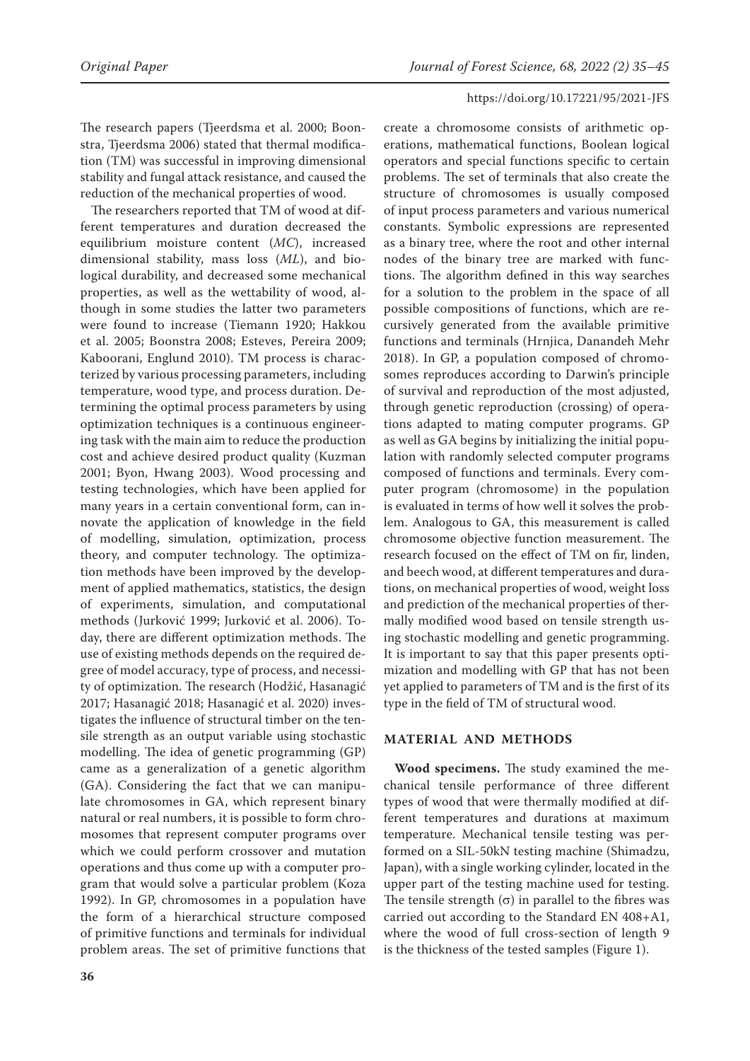The research papers (Tjeerdsma et al. 2000; Boonstra, Tjeerdsma 2006) stated that thermal modification (TM) was successful in improving dimensional stability and fungal attack resistance, and caused the reduction of the mechanical properties of wood.

The researchers reported that TM of wood at different temperatures and duration decreased the equilibrium moisture content (*MC*), increased dimensional stability, mass loss (*ML*), and biological durability, and decreased some mechanical properties, as well as the wettability of wood, although in some studies the latter two parameters were found to increase (Tiemann 1920; Hakkou et al. 2005; Boonstra 2008; Esteves, Pereira 2009; Kaboorani, Englund 2010). TM process is characterized by various processing parameters, including temperature, wood type, and process duration. Determining the optimal process parameters by using optimization techniques is a continuous engineering task with the main aim to reduce the production cost and achieve desired product quality (Kuzman 2001; Byon, Hwang 2003). Wood processing and testing technologies, which have been applied for many years in a certain conventional form, can innovate the application of knowledge in the field of modelling, simulation, optimization, process theory, and computer technology. The optimization methods have been improved by the development of applied mathematics, statistics, the design of experiments, simulation, and computational methods (Jurković 1999; Jurković et al. 2006). Today, there are different optimization methods. The use of existing methods depends on the required degree of model accuracy, type of process, and necessity of optimization. The research (Hodžić, Hasanagić 2017; Hasanagić 2018; Hasanagić et al. 2020) investigates the influence of structural timber on the tensile strength as an output variable using stochastic modelling. The idea of genetic programming (GP) came as a generalization of a genetic algorithm (GA). Considering the fact that we can manipulate chromosomes in GA, which represent binary natural or real numbers, it is possible to form chromosomes that represent computer programs over which we could perform crossover and mutation operations and thus come up with a computer program that would solve a particular problem (Koza 1992). In GP, chromosomes in a population have the form of a hierarchical structure composed of primitive functions and terminals for individual problem areas. The set of primitive functions that create a chromosome consists of arithmetic operations, mathematical functions, Boolean logical operators and special functions specific to certain problems. The set of terminals that also create the structure of chromosomes is usually composed of input process parameters and various numerical constants. Symbolic expressions are represented as a binary tree, where the root and other internal nodes of the binary tree are marked with functions. The algorithm defined in this way searches for a solution to the problem in the space of all possible compositions of functions, which are recursively generated from the available primitive functions and terminals (Hrnjica, Danandeh Mehr 2018). In GP, a population composed of chromosomes reproduces according to Darwin's principle of survival and reproduction of the most adjusted, through genetic reproduction (crossing) of operations adapted to mating computer programs. GP as well as GA begins by initializing the initial population with randomly selected computer programs composed of functions and terminals. Every computer program (chromosome) in the population is evaluated in terms of how well it solves the problem. Analogous to GA, this measurement is called chromosome objective function measurement. The research focused on the effect of TM on fir, linden, and beech wood, at different temperatures and durations, on mechanical properties of wood, weight loss and prediction of the mechanical properties of thermally modified wood based on tensile strength using stochastic modelling and genetic programming. It is important to say that this paper presents optimization and modelling with GP that has not been yet applied to parameters of TM and is the first of its type in the field of TM of structural wood.

## MATERIAL AND METHODS

**Wood specimens.** The study examined the mechanical tensile performance of three different types of wood that were thermally modified at different temperatures and durations at maximum temperature. Mechanical tensile testing was performed on a SIL-50kN testing machine (Shimadzu, Japan), with a single working cylinder, located in the upper part of the testing machine used for testing. The tensile strength ($\sigma$) in parallel to the fibres was carried out according to the Standard EN 408+A1, where the wood of full cross-section of length 9 is the thickness of the tested samples (Figure 1).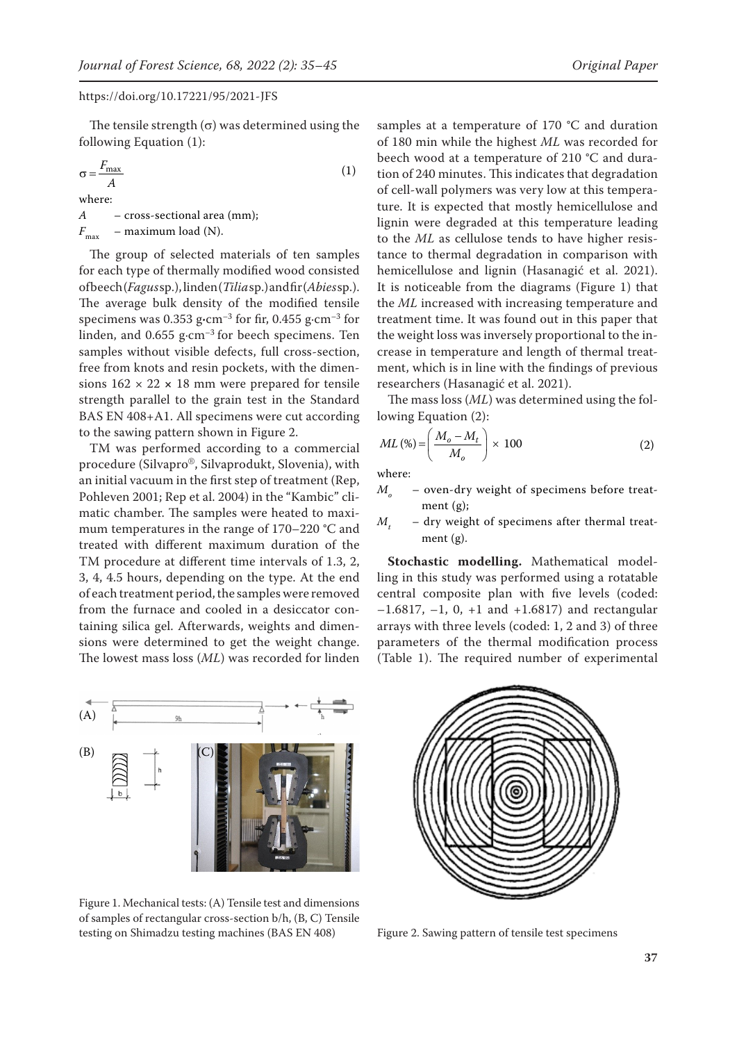The tensile strength (σ) was determined using the following Equation (1):

$$\sigma = \frac{F_{\max}}{A} \tag{1}$$

where:

$A$ – cross-sectional area (mm);

$F_{\max}$ – maximum load (N).

The group of selected materials of ten samples for each type of thermally modified wood consisted of beech (*Fagus* sp.), linden (*Tilia* sp.) and fir (*Abies* sp.). The average bulk density of the modified tensile specimens was 0.353 g·cm$^{-3}$ for fir, 0.455 g·cm$^{-3}$ for linden, and 0.655 g·cm$^{-3}$ for beech specimens. Ten samples without visible defects, full cross-section, free from knots and resin pockets, with the dimensions 162 × 22 × 18 mm were prepared for tensile strength parallel to the grain test in the Standard BAS EN 408+A1. All specimens were cut according to the sawing pattern shown in Figure 2.

TM was performed according to a commercial procedure (Silvapro®, Silvaprodukt, Slovenia), with an initial vacuum in the first step of treatment (Rep, Pohleven 2001; Rep et al. 2004) in the "Kambic" climatic chamber. The samples were heated to maximum temperatures in the range of 170–220 °C and treated with different maximum duration of the TM procedure at different time intervals of 1.3, 2, 3, 4, 4.5 hours, depending on the type. At the end of each treatment period, the samples were removed from the furnace and cooled in a desiccator containing silica gel. Afterwards, weights and dimensions were determined to get the weight change. The lowest mass loss (*ML*) was recorded for linden samples at a temperature of 170 °C and duration of 180 min while the highest *ML* was recorded for beech wood at a temperature of 210 °C and duration of 240 minutes. This indicates that degradation of cell-wall polymers was very low at this temperature. It is expected that mostly hemicellulose and lignin were degraded at this temperature leading to the *ML* as cellulose tends to have higher resistance to thermal degradation in comparison with hemicellulose and lignin (Hasanagić et al. 2021). It is noticeable from the diagrams (Figure 1) that the *ML* increased with increasing temperature and treatment time. It was found out in this paper that the weight loss was inversely proportional to the increase in temperature and length of thermal treatment, which is in line with the findings of previous researchers (Hasanagić et al. 2021).

The mass loss (*ML*) was determined using the following Equation (2):

$$ML\,(\%) = \left(\frac{M_o - M_t}{M_o}\right) \times 100 \tag{2}$$

where:

$M_o$ – oven-dry weight of specimens before treatment (g);

$M_t$ – dry weight of specimens after thermal treatment (g).

**Stochastic modelling.** Mathematical modelling in this study was performed using a rotatable central composite plan with five levels (coded: −1.6817, −1, 0, +1 and +1.6817) and rectangular arrays with three levels (coded: 1, 2 and 3) of three parameters of the thermal modification process (Table 1). The required number of experimental

Figure 1. Mechanical tests: (A) Tensile test and dimensions of samples of rectangular cross-section b/h, (B, C) Tensile testing on Shimadzu testing machines (BAS EN 408)

Figure 2. Sawing pattern of tensile test specimens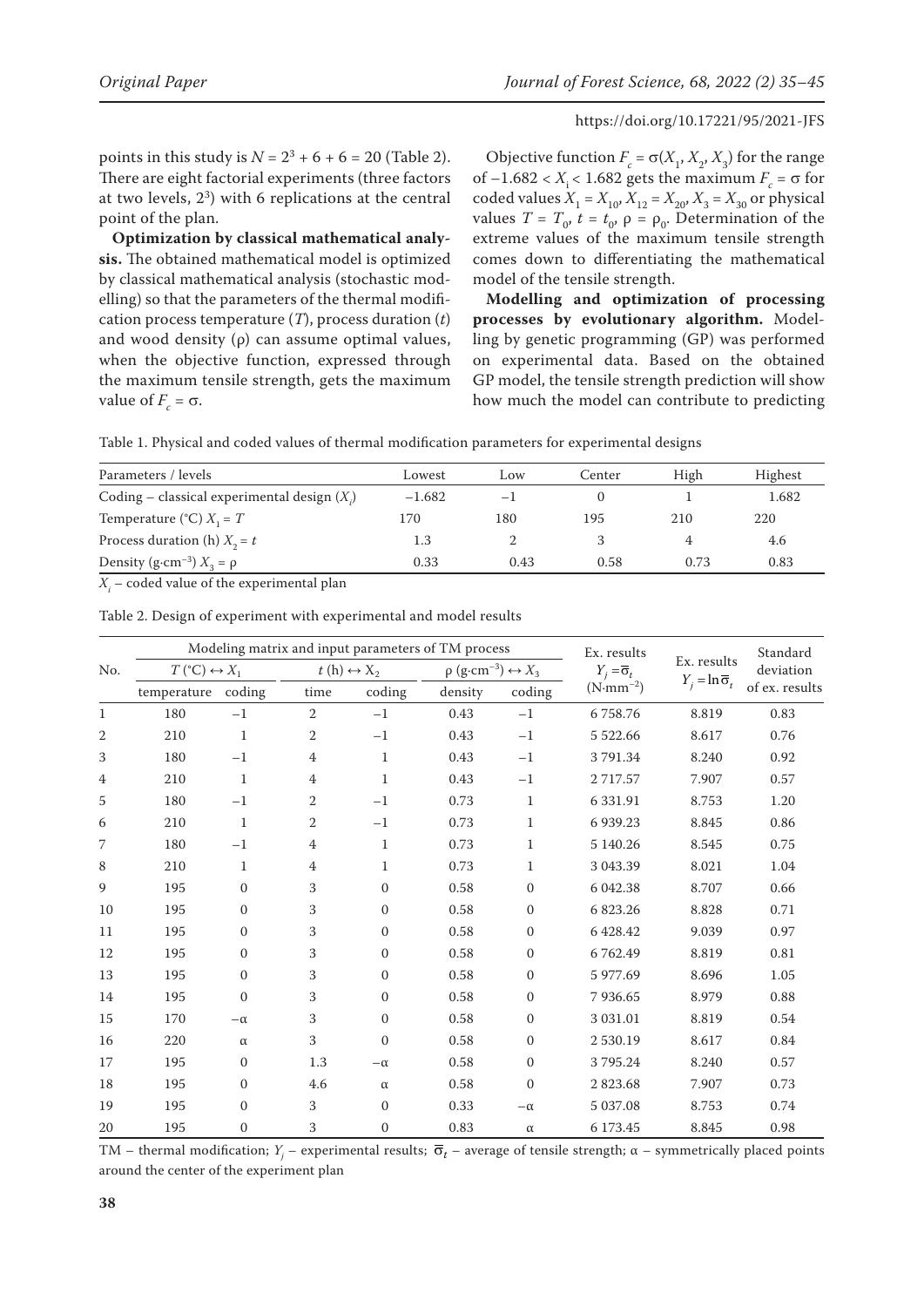points in this study is $N = 2^3 + 6 + 6 = 20$ (Table 2). There are eight factorial experiments (three factors at two levels, $2^3$) with 6 replications at the central point of the plan.

**Optimization by classical mathematical analysis.** The obtained mathematical model is optimized by classical mathematical analysis (stochastic modelling) so that the parameters of the thermal modification process temperature ($T$), process duration ($t$) and wood density ($\rho$) can assume optimal values, when the objective function, expressed through the maximum tensile strength, gets the maximum value of $F_c = \sigma$.

Objective function $F_c = \sigma(X_1, X_2, X_3)$ for the range of $-1.682 < X_i < 1.682$ gets the maximum $F_c = \sigma$ for coded values $X_1 = X_{10}, X_{12} = X_{20}, X_3 = X_{30}$ or physical values $T = T_0$, $t = t_0$, $\rho = \rho_0$. Determination of the extreme values of the maximum tensile strength comes down to differentiating the mathematical model of the tensile strength.

**Modelling and optimization of processing processes by evolutionary algorithm.** Modelling by genetic programming (GP) was performed on experimental data. Based on the obtained GP model, the tensile strength prediction will show how much the model can contribute to predicting

Table 1. Physical and coded values of thermal modification parameters for experimental designs

| Parameters / levels | Lowest | Low | Center | High | Highest |
|---|---|---|---|---|---|
| Coding – classical experimental design ($X_i$) | −1.682 | −1 | 0 | 1 | 1.682 |
| Temperature (°C) $X_1 = T$ | 170 | 180 | 195 | 210 | 220 |
| Process duration (h) $X_2 = t$ | 1.3 | 2 | 3 | 4 | 4.6 |
| Density (g·cm$^{-3}$) $X_3 = \rho$ | 0.33 | 0.43 | 0.58 | 0.73 | 0.83 |

$X_i$ – coded value of the experimental plan

Table 2. Design of experiment with experimental and model results

| No. | Modeling matrix and input parameters of TM process | | | | | | Ex. results $Y_j = \overline{\sigma}_t$ (N·mm$^{-2}$) | Ex. results $Y_j = \ln\overline{\sigma}_t$ | Standard deviation of ex. results |
|---|---|---|---|---|---|---|---|---|---|
| | $T$ (°C) $\leftrightarrow X_1$ | | $t$ (h) $\leftrightarrow X_2$ | | $\rho$ (g·cm$^{-3}$) $\leftrightarrow X_3$ | | | | |
| | temperature | coding | time | coding | density | coding | | | |
| 1 | 180 | −1 | 2 | −1 | 0.43 | −1 | 6 758.76 | 8.819 | 0.83 |
| 2 | 210 | 1 | 2 | −1 | 0.43 | −1 | 5 522.66 | 8.617 | 0.76 |
| 3 | 180 | −1 | 4 | 1 | 0.43 | −1 | 3 791.34 | 8.240 | 0.92 |
| 4 | 210 | 1 | 4 | 1 | 0.43 | −1 | 2 717.57 | 7.907 | 0.57 |
| 5 | 180 | −1 | 2 | −1 | 0.73 | 1 | 6 331.91 | 8.753 | 1.20 |
| 6 | 210 | 1 | 2 | −1 | 0.73 | 1 | 6 939.23 | 8.845 | 0.86 |
| 7 | 180 | −1 | 4 | 1 | 0.73 | 1 | 5 140.26 | 8.545 | 0.75 |
| 8 | 210 | 1 | 4 | 1 | 0.73 | 1 | 3 043.39 | 8.021 | 1.04 |
| 9 | 195 | 0 | 3 | 0 | 0.58 | 0 | 6 042.38 | 8.707 | 0.66 |
| 10 | 195 | 0 | 3 | 0 | 0.58 | 0 | 6 823.26 | 8.828 | 0.71 |
| 11 | 195 | 0 | 3 | 0 | 0.58 | 0 | 6 428.42 | 9.039 | 0.97 |
| 12 | 195 | 0 | 3 | 0 | 0.58 | 0 | 6 762.49 | 8.819 | 0.81 |
| 13 | 195 | 0 | 3 | 0 | 0.58 | 0 | 5 977.69 | 8.696 | 1.05 |
| 14 | 195 | 0 | 3 | 0 | 0.58 | 0 | 7 936.65 | 8.979 | 0.88 |
| 15 | 170 | −α | 3 | 0 | 0.58 | 0 | 3 031.01 | 8.819 | 0.54 |
| 16 | 220 | α | 3 | 0 | 0.58 | 0 | 2 530.19 | 8.617 | 0.84 |
| 17 | 195 | 0 | 1.3 | −α | 0.58 | 0 | 3 795.24 | 8.240 | 0.57 |
| 18 | 195 | 0 | 4.6 | α | 0.58 | 0 | 2 823.68 | 7.907 | 0.73 |
| 19 | 195 | 0 | 3 | 0 | 0.33 | −α | 5 037.08 | 8.753 | 0.74 |
| 20 | 195 | 0 | 3 | 0 | 0.83 | α | 6 173.45 | 8.845 | 0.98 |

TM – thermal modification; $Y_j$ – experimental results; $\overline{\sigma}_t$ – average of tensile strength; α – symmetrically placed points around the center of the experiment plan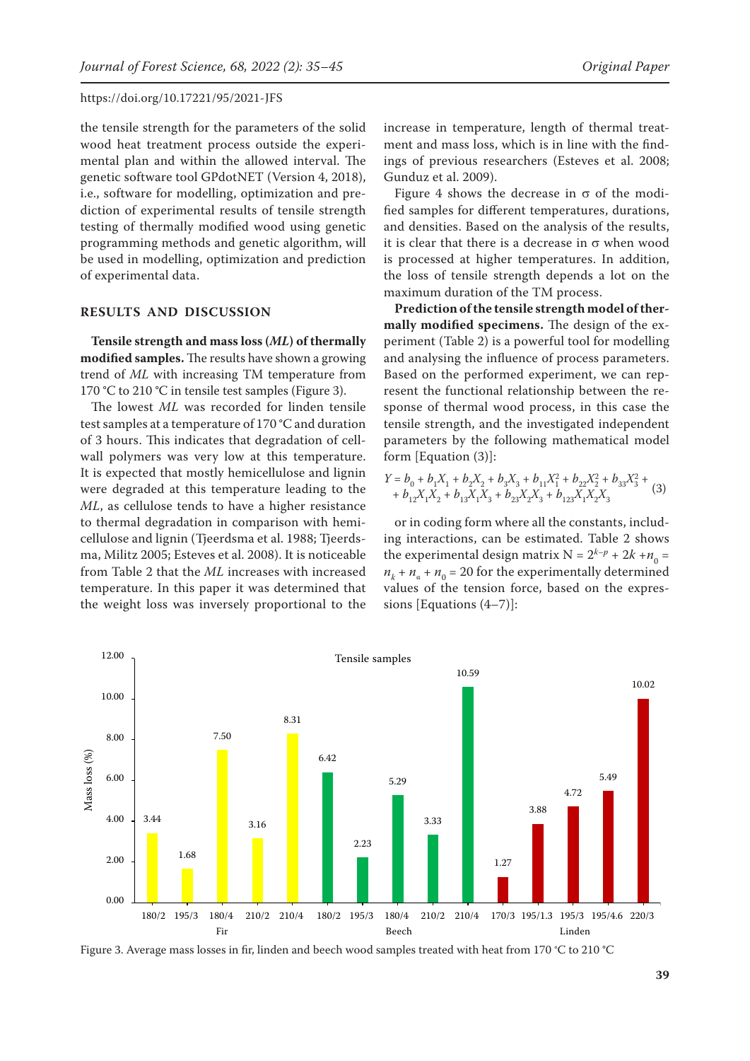the tensile strength for the parameters of the solid wood heat treatment process outside the experimental plan and within the allowed interval. The genetic software tool GPdotNET (Version 4, 2018), i.e., software for modelling, optimization and prediction of experimental results of tensile strength testing of thermally modified wood using genetic programming methods and genetic algorithm, will be used in modelling, optimization and prediction of experimental data.

## RESULTS AND DISCUSSION

**Tensile strength and mass loss (*ML*) of thermally modified samples.** The results have shown a growing trend of *ML* with increasing TM temperature from 170 °C to 210 °C in tensile test samples (Figure 3).

The lowest *ML* was recorded for linden tensile test samples at a temperature of 170 °C and duration of 3 hours. This indicates that degradation of cell-wall polymers was very low at this temperature. It is expected that mostly hemicellulose and lignin were degraded at this temperature leading to the *ML*, as cellulose tends to have a higher resistance to thermal degradation in comparison with hemicellulose and lignin (Tjeerdsma et al. 1988; Tjeerdsma, Militz 2005; Esteves et al. 2008). It is noticeable from Table 2 that the *ML* increases with increased temperature. In this paper it was determined that the weight loss was inversely proportional to the increase in temperature, length of thermal treatment and mass loss, which is in line with the findings of previous researchers (Esteves et al. 2008; Gunduz et al. 2009).

Figure 4 shows the decrease in σ of the modified samples for different temperatures, durations, and densities. Based on the analysis of the results, it is clear that there is a decrease in σ when wood is processed at higher temperatures. In addition, the loss of tensile strength depends a lot on the maximum duration of the TM process.

**Prediction of the tensile strength model of thermally modified specimens.** The design of the experiment (Table 2) is a powerful tool for modelling and analysing the influence of process parameters. Based on the performed experiment, we can represent the functional relationship between the response of thermal wood process, in this case the tensile strength, and the investigated independent parameters by the following mathematical model form [Equation (3)]:

$$Y = b_0 + b_1X_1 + b_2X_2 + b_3X_3 + b_{11}X_1^2 + b_{22}X_2^2 + b_{33}X_3^2 + b_{12}X_1X_2 + b_{13}X_1X_3 + b_{23}X_2X_3 + b_{123}X_1X_2X_3 \quad (3)$$

or in coding form where all the constants, including interactions, can be estimated. Table 2 shows the experimental design matrix $N = 2^{k-p} + 2k + n_0 = n_k + n_\alpha + n_0 = 20$ for the experimentally determined values of the tension force, based on the expressions [Equations (4–7)]:

Tensile samples

| Species | Treatment (°C/h) | Mass loss (%) |
|---|---|---|
| Fir | 180/2 | 3.44 |
| Fir | 195/3 | 1.68 |
| Fir | 180/4 | 7.50 |
| Fir | 210/2 | 3.16 |
| Fir | 210/4 | 8.31 |
| Beech | 180/2 | 6.42 |
| Beech | 195/3 | 2.23 |
| Beech | 180/4 | 5.29 |
| Beech | 210/2 | 3.33 |
| Beech | 210/4 | 10.59 |
| Linden | 170/3 | 1.27 |
| Linden | 195/1.3 | 3.88 |
| Linden | 195/3 | 4.72 |
| Linden | 195/4.6 | 5.49 |
| Linden | 220/3 | 10.02 |

Figure 3. Average mass losses in fir, linden and beech wood samples treated with heat from 170 °C to 210 °C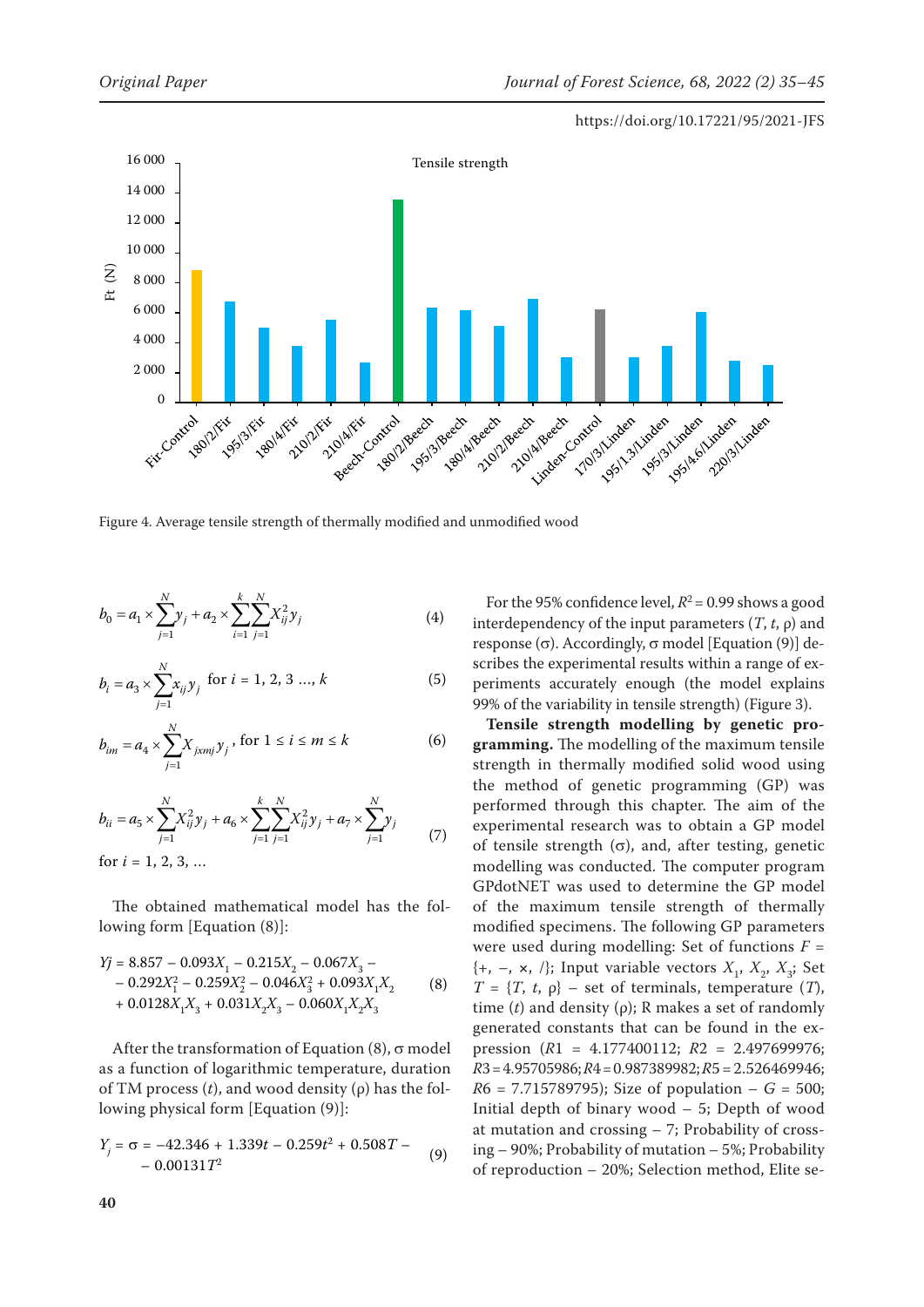Figure 4. Average tensile strength of thermally modified and unmodified wood

$$b_0 = a_1 \times \sum_{j=1}^{N} y_j + a_2 \times \sum_{i=1}^{k}\sum_{j=1}^{N} X_{ij}^2 y_j \tag{4}$$

$$b_i = a_3 \times \sum_{j=1}^{N} x_{ij} y_j \text{ for } i = 1, 2, 3 \ldots, k \tag{5}$$

$$b_{im} = a_4 \times \sum_{j=1}^{N} X_{jxmj} y_j \text{, for } 1 \leq i \leq m \leq k \tag{6}$$

$$b_{ii} = a_5 \times \sum_{j=1}^{N} X_{ij}^2 y_j + a_6 \times \sum_{j=1}^{k}\sum_{j=1}^{N} X_{ij}^2 y_j + a_7 \times \sum_{j=1}^{N} y_j \tag{7}$$

for $i = 1, 2, 3, \ldots$

The obtained mathematical model has the following form [Equation (8)]:

$$Yj = 8.857 - 0.093X_1 - 0.215X_2 - 0.067X_3 - 0.292X_1^2 - 0.259X_2^2 - 0.046X_3^2 + 0.093X_1X_2 + 0.0128X_1X_3 + 0.031X_2X_3 - 0.060X_1X_2X_3 \tag{8}$$

After the transformation of Equation (8), σ model as a function of logarithmic temperature, duration of TM process ($t$), and wood density (ρ) has the following physical form [Equation (9)]:

$$Y_j = \sigma = -42.346 + 1.339t - 0.259t^2 + 0.508T - 0.00131T^2 \tag{9}$$

For the 95% confidence level, $R^2 = 0.99$ shows a good interdependency of the input parameters ($T$, $t$, ρ) and response (σ). Accordingly, σ model [Equation (9)] describes the experimental results within a range of experiments accurately enough (the model explains 99% of the variability in tensile strength) (Figure 3).

**Tensile strength modelling by genetic programming.** The modelling of the maximum tensile strength in thermally modified solid wood using the method of genetic programming (GP) was performed through this chapter. The aim of the experimental research was to obtain a GP model of tensile strength (σ), and, after testing, genetic modelling was conducted. The computer program GPdotNET was used to determine the GP model of the maximum tensile strength of thermally modified specimens. The following GP parameters were used during modelling: Set of functions $F$ = {+, −, ×, /}; Input variable vectors $X_1$, $X_2$, $X_3$; Set $T$ = {$T$, $t$, ρ} – set of terminals, temperature ($T$), time ($t$) and density (ρ); R makes a set of randomly generated constants that can be found in the expression ($R1$ = 4.177400112; $R2$ = 2.497699976; $R3$ = 4.95705986; $R4$ = 0.987389982; $R5$ = 2.526469946; $R6$ = 7.715789795); Size of population – $G$ = 500; Initial depth of binary wood – 5; Depth of wood at mutation and crossing – 7; Probability of crossing – 90%; Probability of mutation – 5%; Probability of reproduction – 20%; Selection method, Elite se-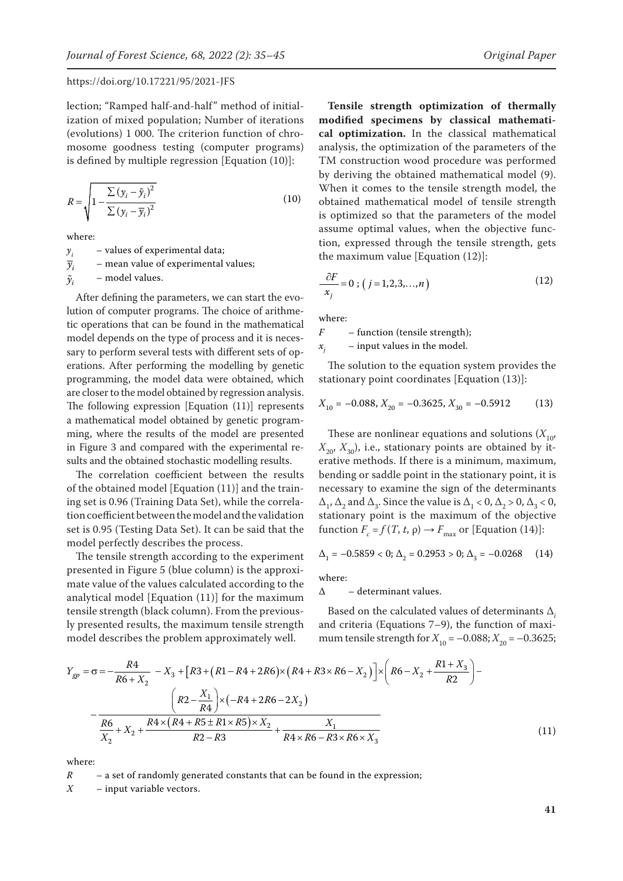lection; "Ramped half-and-half" method of initialization of mixed population; Number of iterations (evolutions) 1 000. The criterion function of chromosome goodness testing (computer programs) is defined by multiple regression [Equation (10)]:

$$R = \sqrt{1 - \frac{\sum (y_i - \tilde{y}_i)^2}{\sum (y_i - \overline{y}_i)^2}} \tag{10}$$

where:

$y_i$ – values of experimental data;

$\overline{y}_i$ – mean value of experimental values;

$\tilde{y}_i$ – model values.

After defining the parameters, we can start the evolution of computer programs. The choice of arithmetic operations that can be found in the mathematical model depends on the type of process and it is necessary to perform several tests with different sets of operations. After performing the modelling by genetic programming, the model data were obtained, which are closer to the model obtained by regression analysis. The following expression [Equation (11)] represents a mathematical model obtained by genetic programming, where the results of the model are presented in Figure 3 and compared with the experimental results and the obtained stochastic modelling results.

The correlation coefficient between the results of the obtained model [Equation (11)] and the training set is 0.96 (Training Data Set), while the correlation coefficient between the model and the validation set is 0.95 (Testing Data Set). It can be said that the model perfectly describes the process.

The tensile strength according to the experiment presented in Figure 5 (blue column) is the approximate value of the values calculated according to the analytical model [Equation (11)] for the maximum tensile strength (black column). From the previously presented results, the maximum tensile strength model describes the problem approximately well.

**Tensile strength optimization of thermally modified specimens by classical mathematical optimization.** In the classical mathematical analysis, the optimization of the parameters of the TM construction wood procedure was performed by deriving the obtained mathematical model (9). When it comes to the tensile strength model, the obtained mathematical model of tensile strength is optimized so that the parameters of the model assume optimal values, when the objective function, expressed through the tensile strength, gets the maximum value [Equation (12)]:

$$\frac{\partial F}{x_j} = 0 \; ; \; (j = 1, 2, 3, \ldots, n) \tag{12}$$

where:

$F$ – function (tensile strength);

$x_j$ – input values in the model.

The solution to the equation system provides the stationary point coordinates [Equation (13)]:

$$X_{10} = -0.088, \; X_{20} = -0.3625, \; X_{30} = -0.5912 \tag{13}$$

These are nonlinear equations and solutions ($X_{10}$, $X_{20}$, $X_{30}$), i.e., stationary points are obtained by iterative methods. If there is a minimum, maximum, bending or saddle point in the stationary point, it is necessary to examine the sign of the determinants $\Delta_1$, $\Delta_2$ and $\Delta_3$. Since the value is $\Delta_1 < 0$, $\Delta_2 > 0$, $\Delta_3 < 0$, stationary point is the maximum of the objective function $F_c = f(T, t, \rho) \rightarrow F_{max}$ or [Equation (14)]:

$$\Delta_1 = -0.5859 < 0; \; \Delta_2 = 0.2953 > 0; \; \Delta_3 = -0.0268 \tag{14}$$

where:

$\Delta$ – determinant values.

Based on the calculated values of determinants $\Delta_i$ and criteria (Equations 7–9), the function of maximum tensile strength for $X_{10} = -0.088$; $X_{20} = -0.3625$;

$$Y_{gp} = \sigma = -\frac{R4}{R6 + X_2} - X_3 + \left[R3 + (R1 - R4 + 2R6) \times (R4 + R3 \times R6 - X_2)\right] \times \left(R6 - X_2 + \frac{R1 + X_3}{R2}\right) - \frac{\left(R2 - \frac{X_1}{R4}\right) \times (-R4 + 2R6 - 2X_2)}{\frac{R6}{X_2} + X_2 + \frac{R4 \times (R4 + R5 \pm R1 \times R5) \times X_2}{R2 - R3} + \frac{X_1}{R4 \times R6 - R3 \times R6 \times X_3}} \tag{11}$$

where:

$R$ – a set of randomly generated constants that can be found in the expression;

$X$ – input variable vectors.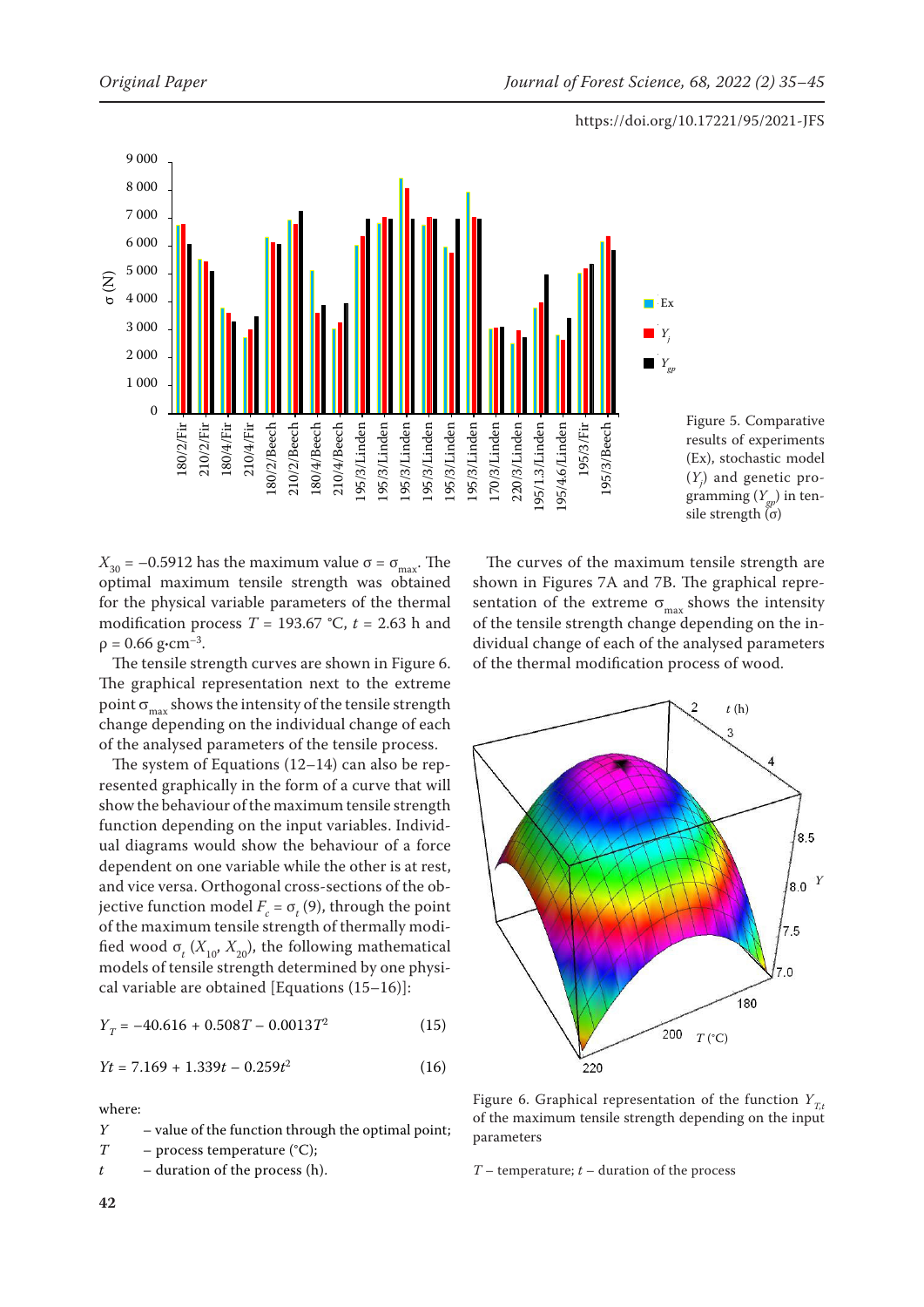Figure 5. Comparative results of experiments (Ex), stochastic model ($Y_j$) and genetic programming ($Y_{gp}$) in tensile strength ($\sigma$)

$X_{30} = -0.5912$ has the maximum value $\sigma = \sigma_{max}$. The optimal maximum tensile strength was obtained for the physical variable parameters of the thermal modification process $T = 193.67$ °C, $t = 2.63$ h and $\rho = 0.66$ g·cm$^{-3}$.

The tensile strength curves are shown in Figure 6. The graphical representation next to the extreme point $\sigma_{max}$ shows the intensity of the tensile strength change depending on the individual change of each of the analysed parameters of the tensile process.

The system of Equations (12–14) can also be represented graphically in the form of a curve that will show the behaviour of the maximum tensile strength function depending on the input variables. Individual diagrams would show the behaviour of a force dependent on one variable while the other is at rest, and vice versa. Orthogonal cross-sections of the objective function model $F_c = \sigma_t$ (9), through the point of the maximum tensile strength of thermally modified wood $\sigma_t$ ($X_{10}$, $X_{20}$), the following mathematical models of tensile strength determined by one physical variable are obtained [Equations (15–16)]:

$$Y_T = -40.616 + 0.508T - 0.0013T^2 \quad (15)$$

$$Yt = 7.169 + 1.339t - 0.259t^2 \quad (16)$$

where:

$Y$ – value of the function through the optimal point;

$T$ – process temperature (°C);

$t$ – duration of the process (h).

The curves of the maximum tensile strength are shown in Figures 7A and 7B. The graphical representation of the extreme $\sigma_{max}$ shows the intensity of the tensile strength change depending on the individual change of each of the analysed parameters of the thermal modification process of wood.

Figure 6. Graphical representation of the function $Y_{T,t}$ of the maximum tensile strength depending on the input parameters

$T$ – temperature; $t$ – duration of the process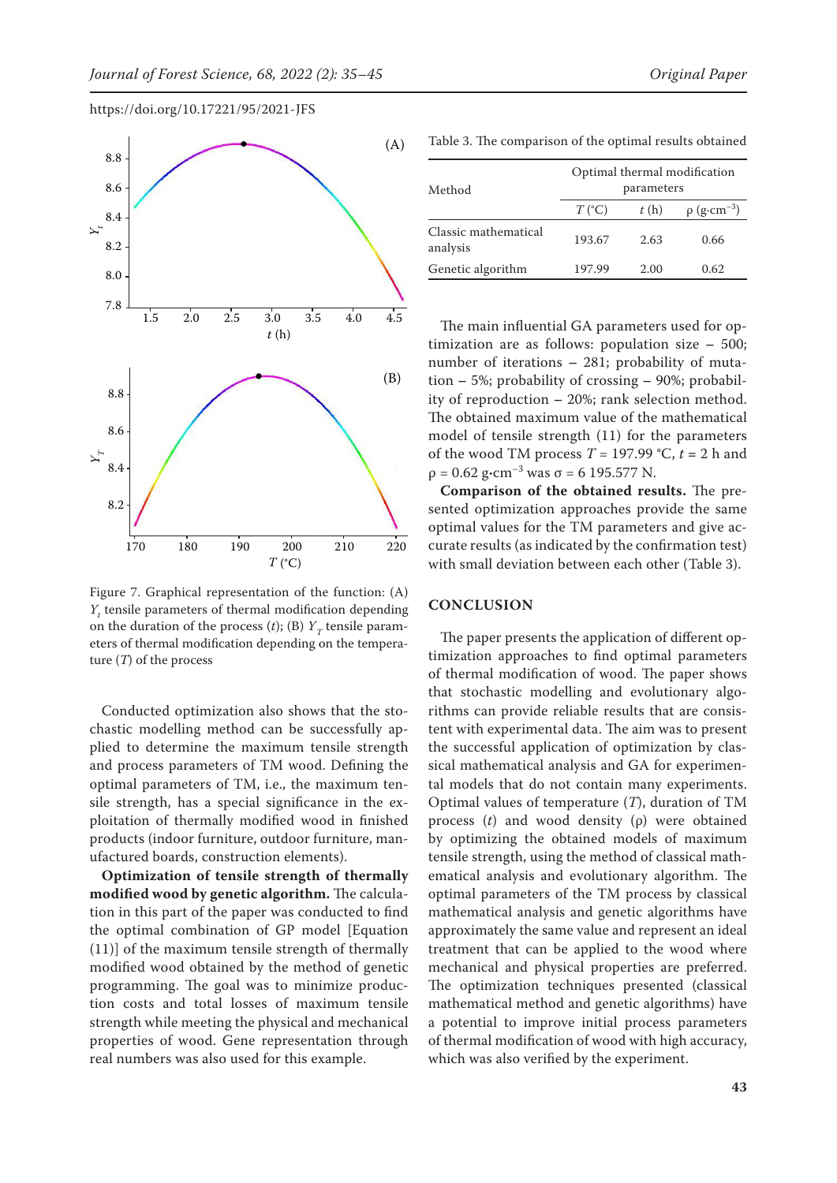Figure 7. Graphical representation of the function: (A) $Y_t$ tensile parameters of thermal modification depending on the duration of the process ($t$); (B) $Y_T$ tensile parameters of thermal modification depending on the temperature ($T$) of the process

Conducted optimization also shows that the stochastic modelling method can be successfully applied to determine the maximum tensile strength and process parameters of TM wood. Defining the optimal parameters of TM, i.e., the maximum tensile strength, has a special significance in the exploitation of thermally modified wood in finished products (indoor furniture, outdoor furniture, manufactured boards, construction elements).

**Optimization of tensile strength of thermally modified wood by genetic algorithm.** The calculation in this part of the paper was conducted to find the optimal combination of GP model [Equation (11)] of the maximum tensile strength of thermally modified wood obtained by the method of genetic programming. The goal was to minimize production costs and total losses of maximum tensile strength while meeting the physical and mechanical properties of wood. Gene representation through real numbers was also used for this example.

Table 3. The comparison of the optimal results obtained

| Method | Optimal thermal modification parameters | | |
|---|---|---|---|
| | $T$ (°C) | $t$ (h) | $\rho$ (g·cm$^{-3}$) |
| Classic mathematical analysis | 193.67 | 2.63 | 0.66 |
| Genetic algorithm | 197.99 | 2.00 | 0.62 |

The main influential GA parameters used for optimization are as follows: population size – 500; number of iterations – 281; probability of mutation – 5%; probability of crossing – 90%; probability of reproduction – 20%; rank selection method. The obtained maximum value of the mathematical model of tensile strength (11) for the parameters of the wood TM process $T$ = 197.99 °C, $t$ = 2 h and $\rho$ = 0.62 g·cm$^{-3}$ was $\sigma$ = 6 195.577 N.

**Comparison of the obtained results.** The presented optimization approaches provide the same optimal values for the TM parameters and give accurate results (as indicated by the confirmation test) with small deviation between each other (Table 3).

## CONCLUSION

The paper presents the application of different optimization approaches to find optimal parameters of thermal modification of wood. The paper shows that stochastic modelling and evolutionary algorithms can provide reliable results that are consistent with experimental data. The aim was to present the successful application of optimization by classical mathematical analysis and GA for experimental models that do not contain many experiments. Optimal values of temperature ($T$), duration of TM process ($t$) and wood density ($\rho$) were obtained by optimizing the obtained models of maximum tensile strength, using the method of classical mathematical analysis and evolutionary algorithm. The optimal parameters of the TM process by classical mathematical analysis and genetic algorithms have approximately the same value and represent an ideal treatment that can be applied to the wood where mechanical and physical properties are preferred. The optimization techniques presented (classical mathematical method and genetic algorithms) have a potential to improve initial process parameters of thermal modification of wood with high accuracy, which was also verified by the experiment.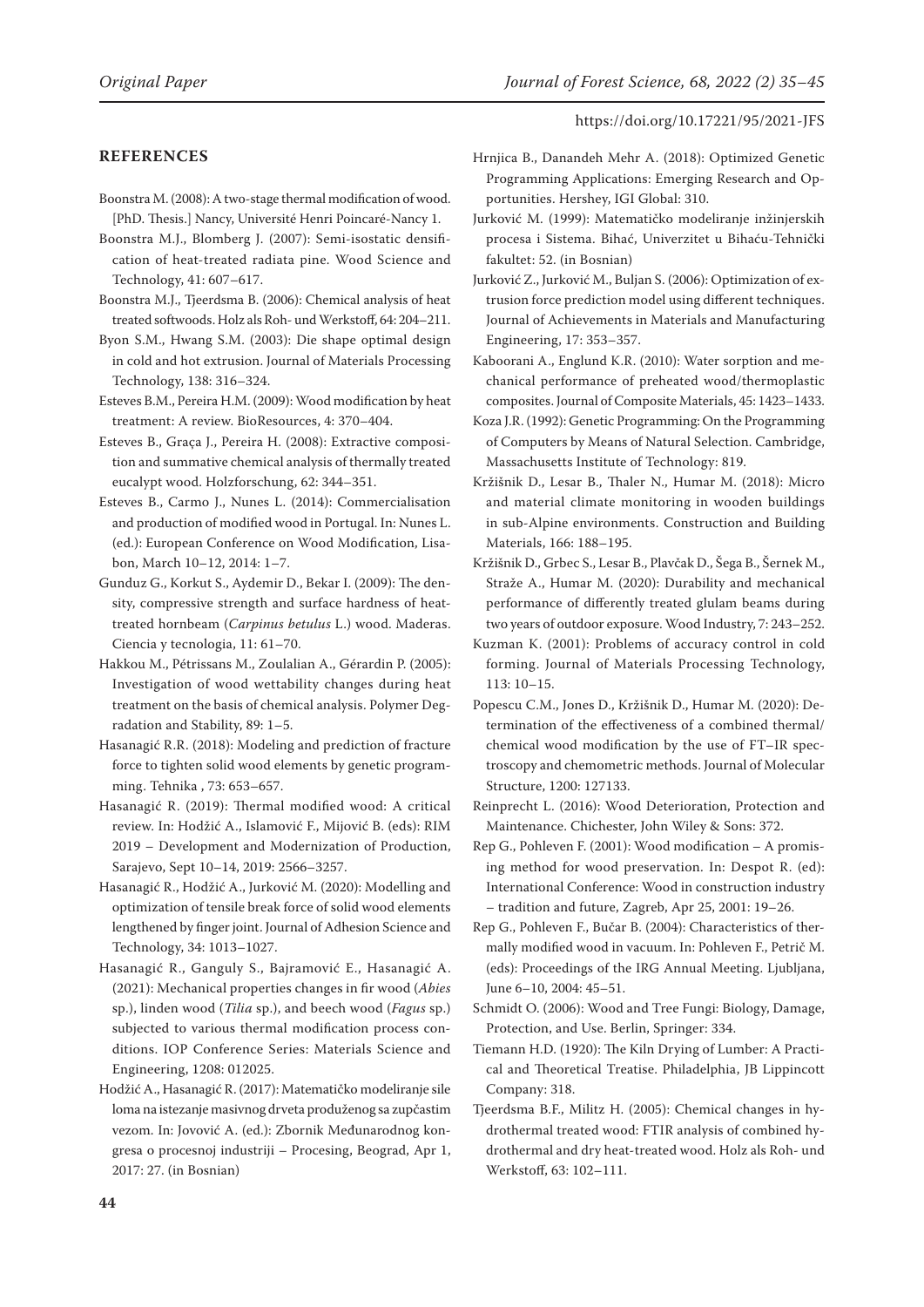## REFERENCES

Boonstra M. (2008): A two-stage thermal modification of wood. [PhD. Thesis.] Nancy, Université Henri Poincaré-Nancy 1.

Boonstra M.J., Blomberg J. (2007): Semi-isostatic densification of heat-treated radiata pine. Wood Science and Technology, 41: 607–617.

Boonstra M.J., Tjeerdsma B. (2006): Chemical analysis of heat treated softwoods. Holz als Roh- und Werkstoff, 64: 204–211.

Byon S.M., Hwang S.M. (2003): Die shape optimal design in cold and hot extrusion. Journal of Materials Processing Technology, 138: 316–324.

Esteves B.M., Pereira H.M. (2009): Wood modification by heat treatment: A review. BioResources, 4: 370–404.

Esteves B., Graça J., Pereira H. (2008): Extractive composition and summative chemical analysis of thermally treated eucalypt wood. Holzforschung, 62: 344–351.

Esteves B., Carmo J., Nunes L. (2014): Commercialisation and production of modified wood in Portugal. In: Nunes L. (ed.): European Conference on Wood Modification, Lisabon, March 10–12, 2014: 1–7.

Gunduz G., Korkut S., Aydemir D., Bekar I. (2009): The density, compressive strength and surface hardness of heat-treated hornbeam (*Carpinus betulus* L.) wood. Maderas. Ciencia y tecnologia, 11: 61–70.

Hakkou M., Pétrissans M., Zoulalian A., Gérardin P. (2005): Investigation of wood wettability changes during heat treatment on the basis of chemical analysis. Polymer Degradation and Stability, 89: 1–5.

Hasanagić R.R. (2018): Modeling and prediction of fracture force to tighten solid wood elements by genetic programming. Tehnika , 73: 653–657.

Hasanagić R. (2019): Thermal modified wood: A critical review. In: Hodžić A., Islamović F., Mijović B. (eds): RIM 2019 – Development and Modernization of Production, Sarajevo, Sept 10–14, 2019: 2566–3257.

Hasanagić R., Hodžić A., Jurković M. (2020): Modelling and optimization of tensile break force of solid wood elements lengthened by finger joint. Journal of Adhesion Science and Technology, 34: 1013–1027.

Hasanagić R., Ganguly S., Bajramović E., Hasanagić A. (2021): Mechanical properties changes in fir wood (*Abies* sp.), linden wood (*Tilia* sp.), and beech wood (*Fagus* sp.) subjected to various thermal modification process conditions. IOP Conference Series: Materials Science and Engineering, 1208: 012025.

Hodžić A., Hasanagić R. (2017): Matematičko modeliranje sile loma na istezanje masivnog drveta produženog sa zupčastim vezom. In: Jovović A. (ed.): Zbornik Međunarodnog kongresa o procesnoj industriji – Procesing, Beograd, Apr 1, 2017: 27. (in Bosnian)

Hrnjica B., Danandeh Mehr A. (2018): Optimized Genetic Programming Applications: Emerging Research and Opportunities. Hershey, IGI Global: 310.

Jurković M. (1999): Matematičko modeliranje inžinjerskih procesa i Sistema. Bihać, Univerzitet u Bihaću-Tehnički fakultet: 52. (in Bosnian)

Jurković Z., Jurković M., Buljan S. (2006): Optimization of extrusion force prediction model using different techniques. Journal of Achievements in Materials and Manufacturing Engineering, 17: 353–357.

Kaboorani A., Englund K.R. (2010): Water sorption and mechanical performance of preheated wood/thermoplastic composites. Journal of Composite Materials, 45: 1423–1433.

Koza J.R. (1992): Genetic Programming: On the Programming of Computers by Means of Natural Selection. Cambridge, Massachusetts Institute of Technology: 819.

Kržišnik D., Lesar B., Thaler N., Humar M. (2018): Micro and material climate monitoring in wooden buildings in sub-Alpine environments. Construction and Building Materials, 166: 188–195.

Kržišnik D., Grbec S., Lesar B., Plavčak D., Šega B., Šernek M., Straže A., Humar M. (2020): Durability and mechanical performance of differently treated glulam beams during two years of outdoor exposure. Wood Industry, 7: 243–252.

Kuzman K. (2001): Problems of accuracy control in cold forming. Journal of Materials Processing Technology, 113: 10–15.

Popescu C.M., Jones D., Kržišnik D., Humar M. (2020): Determination of the effectiveness of a combined thermal/chemical wood modification by the use of FT–IR spectroscopy and chemometric methods. Journal of Molecular Structure, 1200: 127133.

Reinprecht L. (2016): Wood Deterioration, Protection and Maintenance. Chichester, John Wiley & Sons: 372.

Rep G., Pohleven F. (2001): Wood modification – A promising method for wood preservation. In: Despot R. (ed): International Conference: Wood in construction industry – tradition and future, Zagreb, Apr 25, 2001: 19–26.

Rep G., Pohleven F., Bučar B. (2004): Characteristics of thermally modified wood in vacuum. In: Pohleven F., Petrič M. (eds): Proceedings of the IRG Annual Meeting. Ljubljana, June 6–10, 2004: 45–51.

Schmidt O. (2006): Wood and Tree Fungi: Biology, Damage, Protection, and Use. Berlin, Springer: 334.

Tiemann H.D. (1920): The Kiln Drying of Lumber: A Practical and Theoretical Treatise. Philadelphia, JB Lippincott Company: 318.

Tjeerdsma B.F., Militz H. (2005): Chemical changes in hydrothermal treated wood: FTIR analysis of combined hydrothermal and dry heat-treated wood. Holz als Roh- und Werkstoff, 63: 102–111.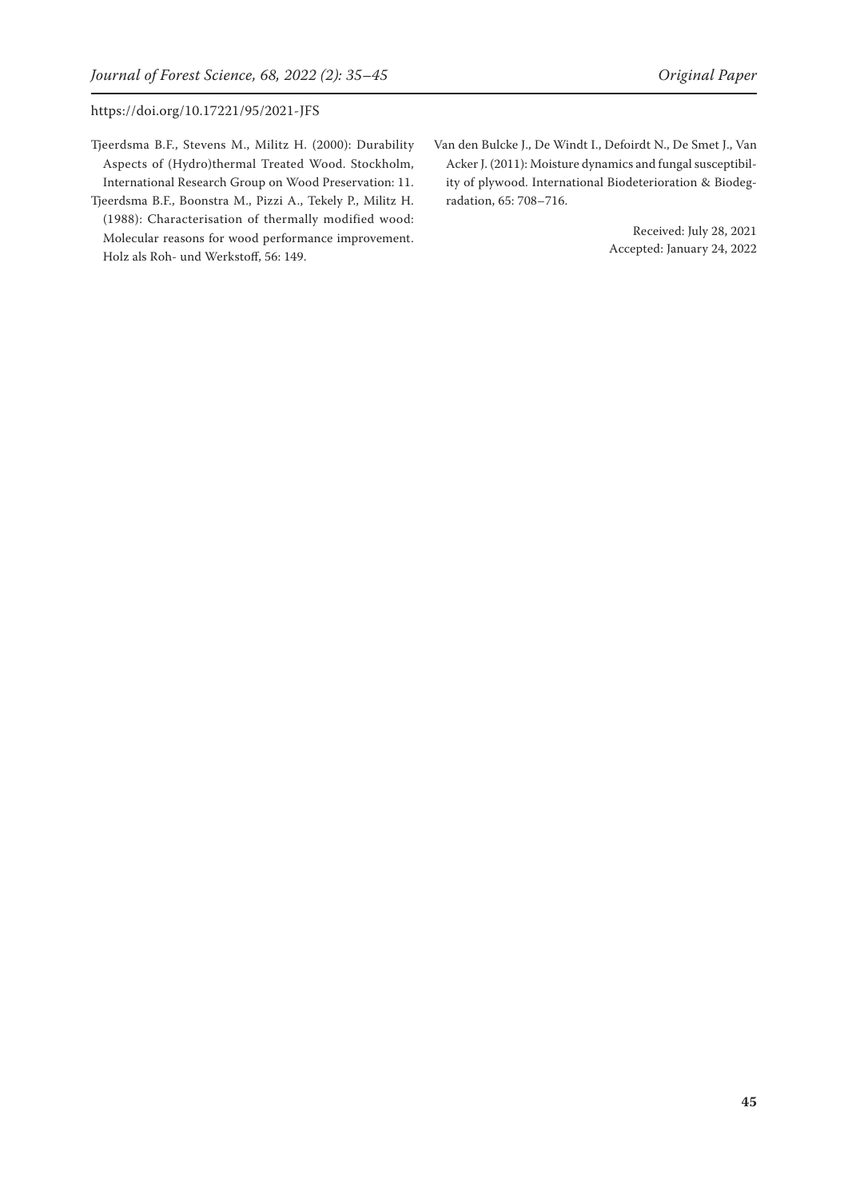Tjeerdsma B.F., Stevens M., Militz H. (2000): Durability Aspects of (Hydro)thermal Treated Wood. Stockholm, International Research Group on Wood Preservation: 11.

Tjeerdsma B.F., Boonstra M., Pizzi A., Tekely P., Militz H. (1988): Characterisation of thermally modified wood: Molecular reasons for wood performance improvement. Holz als Roh- und Werkstoff, 56: 149.

Van den Bulcke J., De Windt I., Defoirdt N., De Smet J., Van Acker J. (2011): Moisture dynamics and fungal susceptibility of plywood. International Biodeterioration & Biodegradation, 65: 708–716.

Received: July 28, 2021
Accepted: January 24, 2022